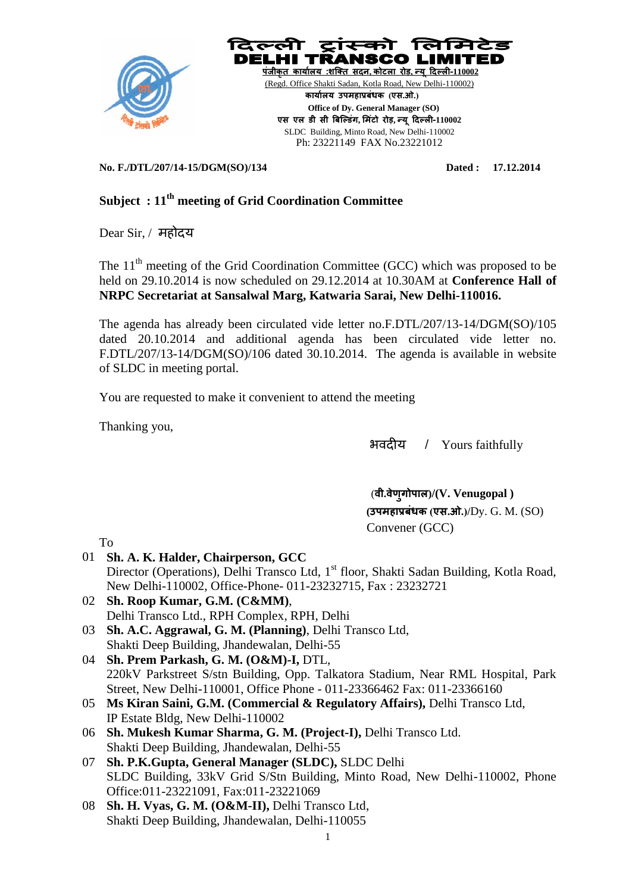# दिल्ली ट्रांस्को लिमिटेड
# DELHI TRANSCO LIMITED

पंजीकृत कार्यालय :शक्ति सदन, कोटला रोड, न्यू दिल्ली-110002
(Regd. Office Shakti Sadan, Kotla Road, New Delhi-110002)
कार्यालय उपमहाप्रबंधक (एस.ओ.)
**Office of Dy. General Manager (SO)**
एस एल डी सी बिल्डिंग, मिंटो रोड, न्यू दिल्ली-110002
SLDC Building, Minto Road, New Delhi-110002
Ph: 23221149 FAX No.23221012

**No. F./DTL/207/14-15/DGM(SO)/134** **Dated : 17.12.2014**

**Subject : 11th meeting of Grid Coordination Committee**

Dear Sir, / महोदय

The 11th meeting of the Grid Coordination Committee (GCC) which was proposed to be held on 29.10.2014 is now scheduled on 29.12.2014 at 10.30AM at **Conference Hall of NRPC Secretariat at Sansalwal Marg, Katwaria Sarai, New Delhi-110016.**

The agenda has already been circulated vide letter no.F.DTL/207/13-14/DGM(SO)/105 dated 20.10.2014 and additional agenda has been circulated vide letter no. F.DTL/207/13-14/DGM(SO)/106 dated 30.10.2014. The agenda is available in website of SLDC in meeting portal.

You are requested to make it convenient to attend the meeting

Thanking you,

भवदीय / Yours faithfully

(**वी.वेणुगोपाल**)/(**V. Venugopal** )
(**उपमहाप्रबंधक (एस.ओ.**)/Dy. G. M. (SO)
Convener (GCC)

To

01 **Sh. A. K. Halder, Chairperson, GCC**
Director (Operations), Delhi Transco Ltd, 1st floor, Shakti Sadan Building, Kotla Road, New Delhi-110002, Office-Phone- 011-23232715, Fax : 23232721

02 **Sh. Roop Kumar, G.M. (C&MM)**,
Delhi Transco Ltd., RPH Complex, RPH, Delhi

03 **Sh. A.C. Aggrawal, G. M. (Planning)**, Delhi Transco Ltd,
Shakti Deep Building, Jhandewalan, Delhi-55

04 **Sh. Prem Parkash, G. M. (O&M)-I,** DTL,
220kV Parkstreet S/stn Building, Opp. Talkatora Stadium, Near RML Hospital, Park Street, New Delhi-110001, Office Phone - 011-23366462 Fax: 011-23366160

05 **Ms Kiran Saini, G.M. (Commercial & Regulatory Affairs),** Delhi Transco Ltd,
IP Estate Bldg, New Delhi-110002

06 **Sh. Mukesh Kumar Sharma, G. M. (Project-I),** Delhi Transco Ltd.
Shakti Deep Building, Jhandewalan, Delhi-55

07 **Sh. P.K.Gupta, General Manager (SLDC),** SLDC Delhi
SLDC Building, 33kV Grid S/Stn Building, Minto Road, New Delhi-110002, Phone Office:011-23221091, Fax:011-23221069

08 **Sh. H. Vyas, G. M. (O&M-II),** Delhi Transco Ltd,
Shakti Deep Building, Jhandewalan, Delhi-110055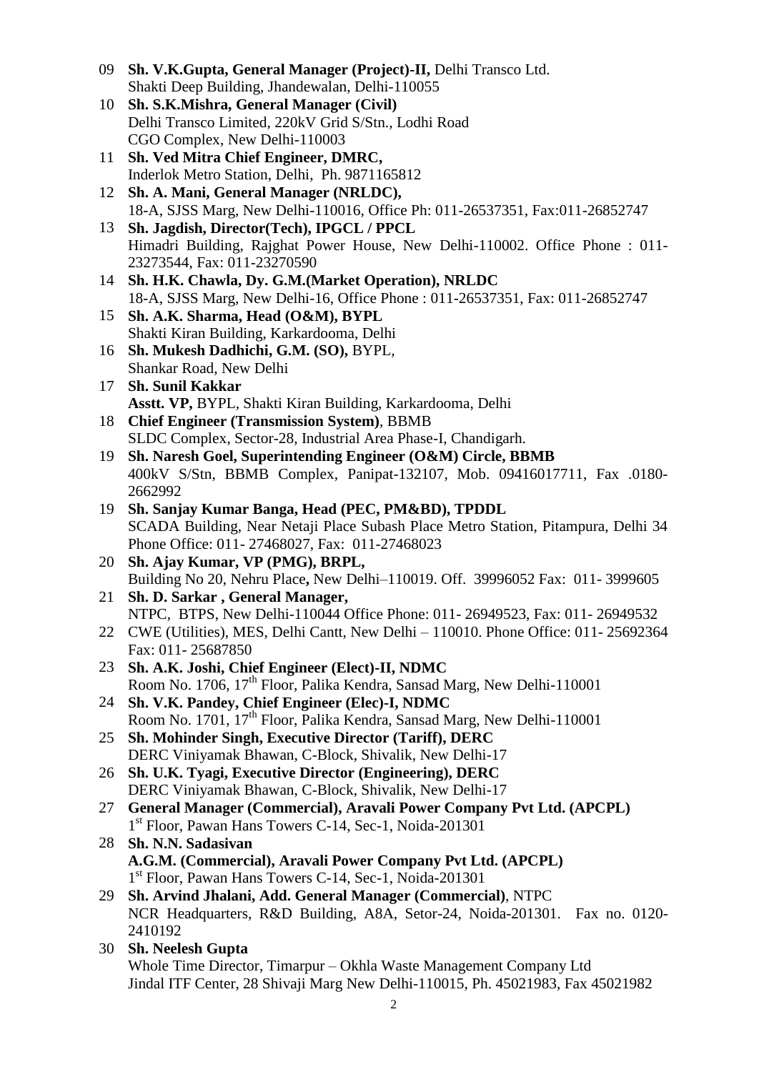09 **Sh. V.K.Gupta, General Manager (Project)-II,** Delhi Transco Ltd.
Shakti Deep Building, Jhandewalan, Delhi-110055

10 **Sh. S.K.Mishra, General Manager (Civil)**
Delhi Transco Limited, 220kV Grid S/Stn., Lodhi Road
CGO Complex, New Delhi-110003

11 **Sh. Ved Mitra Chief Engineer, DMRC,**
Inderlok Metro Station, Delhi, Ph. 9871165812

12 **Sh. A. Mani, General Manager (NRLDC),**
18-A, SJSS Marg, New Delhi-110016, Office Ph: 011-26537351, Fax:011-26852747

13 **Sh. Jagdish, Director(Tech), IPGCL / PPCL**
Himadri Building, Rajghat Power House, New Delhi-110002. Office Phone : 011-23273544, Fax: 011-23270590

14 **Sh. H.K. Chawla, Dy. G.M.(Market Operation), NRLDC**
18-A, SJSS Marg, New Delhi-16, Office Phone : 011-26537351, Fax: 011-26852747

15 **Sh. A.K. Sharma, Head (O&M), BYPL**
Shakti Kiran Building, Karkardooma, Delhi

16 **Sh. Mukesh Dadhichi, G.M. (SO),** BYPL,
Shankar Road, New Delhi

17 **Sh. Sunil Kakkar**
**Asstt. VP,** BYPL, Shakti Kiran Building, Karkardooma, Delhi

18 **Chief Engineer (Transmission System)**, BBMB
SLDC Complex, Sector-28, Industrial Area Phase-I, Chandigarh.

19 **Sh. Naresh Goel, Superintending Engineer (O&M) Circle, BBMB**
400kV S/Stn, BBMB Complex, Panipat-132107, Mob. 09416017711, Fax .0180-2662992

19 **Sh. Sanjay Kumar Banga, Head (PEC, PM&BD), TPDDL**
SCADA Building, Near Netaji Place Subash Place Metro Station, Pitampura, Delhi 34
Phone Office: 011- 27468027, Fax: 011-27468023

20 **Sh. Ajay Kumar, VP (PMG), BRPL,**
Building No 20, Nehru Place**,** New Delhi–110019. Off. 39996052 Fax: 011- 3999605

21 **Sh. D. Sarkar , General Manager,**
NTPC, BTPS, New Delhi-110044 Office Phone: 011- 26949523, Fax: 011- 26949532

22 CWE (Utilities), MES, Delhi Cantt, New Delhi – 110010. Phone Office: 011- 25692364 Fax: 011- 25687850

23 **Sh. A.K. Joshi, Chief Engineer (Elect)-II, NDMC**
Room No. 1706, 17th Floor, Palika Kendra, Sansad Marg, New Delhi-110001

24 **Sh. V.K. Pandey, Chief Engineer (Elec)-I, NDMC**
Room No. 1701, 17th Floor, Palika Kendra, Sansad Marg, New Delhi-110001

25 **Sh. Mohinder Singh, Executive Director (Tariff), DERC**
DERC Viniyamak Bhawan, C-Block, Shivalik, New Delhi-17

26 **Sh. U.K. Tyagi, Executive Director (Engineering), DERC**
DERC Viniyamak Bhawan, C-Block, Shivalik, New Delhi-17

27 **General Manager (Commercial), Aravali Power Company Pvt Ltd. (APCPL)**
1st Floor, Pawan Hans Towers C-14, Sec-1, Noida-201301

28 **Sh. N.N. Sadasivan**
**A.G.M. (Commercial), Aravali Power Company Pvt Ltd. (APCPL)**
1st Floor, Pawan Hans Towers C-14, Sec-1, Noida-201301

29 **Sh. Arvind Jhalani, Add. General Manager (Commercial)**, NTPC
NCR Headquarters, R&D Building, A8A, Setor-24, Noida-201301. Fax no. 0120-2410192

30 **Sh. Neelesh Gupta**
Whole Time Director, Timarpur – Okhla Waste Management Company Ltd
Jindal ITF Center, 28 Shivaji Marg New Delhi-110015, Ph. 45021983, Fax 45021982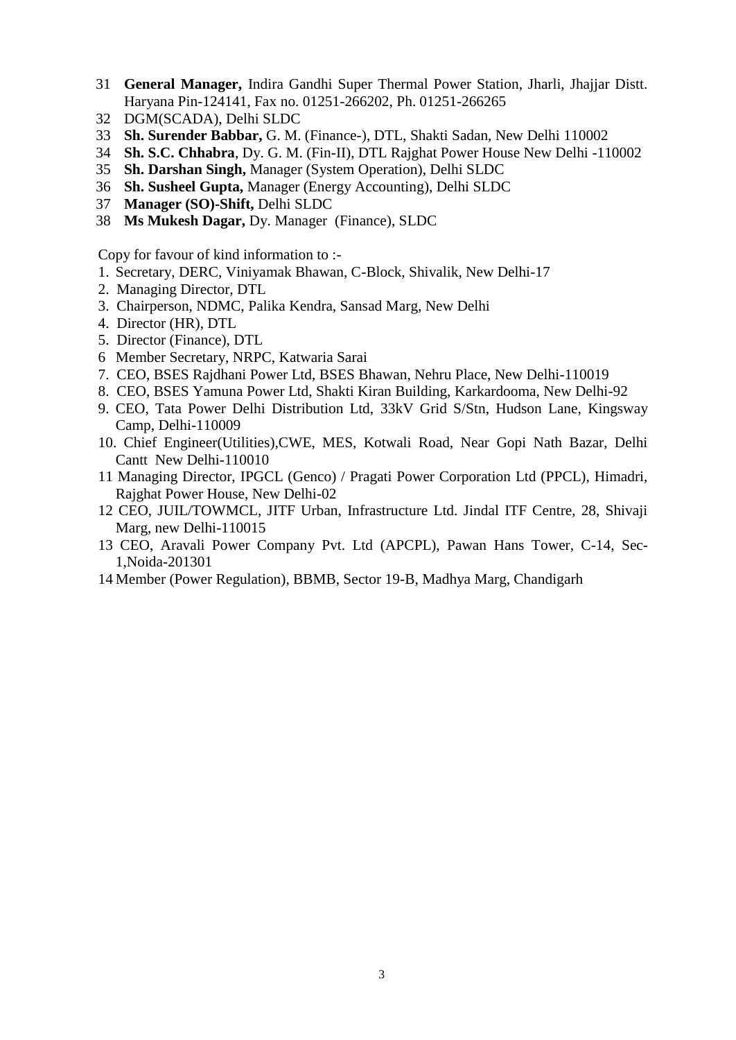31 **General Manager,** Indira Gandhi Super Thermal Power Station, Jharli, Jhajjar Distt. Haryana Pin-124141, Fax no. 01251-266202, Ph. 01251-266265

32 DGM(SCADA), Delhi SLDC

33 **Sh. Surender Babbar,** G. M. (Finance-), DTL, Shakti Sadan, New Delhi 110002

34 **Sh. S.C. Chhabra**, Dy. G. M. (Fin-II), DTL Rajghat Power House New Delhi -110002

35 **Sh. Darshan Singh,** Manager (System Operation), Delhi SLDC

36 **Sh. Susheel Gupta,** Manager (Energy Accounting), Delhi SLDC

37 **Manager (SO)-Shift,** Delhi SLDC

38 **Ms Mukesh Dagar,** Dy. Manager (Finance), SLDC

Copy for favour of kind information to :-

1. Secretary, DERC, Viniyamak Bhawan, C-Block, Shivalik, New Delhi-17
2. Managing Director, DTL
3. Chairperson, NDMC, Palika Kendra, Sansad Marg, New Delhi
4. Director (HR), DTL
5. Director (Finance), DTL
6. Member Secretary, NRPC, Katwaria Sarai
7. CEO, BSES Rajdhani Power Ltd, BSES Bhawan, Nehru Place, New Delhi-110019
8. CEO, BSES Yamuna Power Ltd, Shakti Kiran Building, Karkardooma, New Delhi-92
9. CEO, Tata Power Delhi Distribution Ltd, 33kV Grid S/Stn, Hudson Lane, Kingsway Camp, Delhi-110009
10. Chief Engineer(Utilities),CWE, MES, Kotwali Road, Near Gopi Nath Bazar, Delhi Cantt New Delhi-110010
11. Managing Director, IPGCL (Genco) / Pragati Power Corporation Ltd (PPCL), Himadri, Rajghat Power House, New Delhi-02
12. CEO, JUIL/TOWMCL, JITF Urban, Infrastructure Ltd. Jindal ITF Centre, 28, Shivaji Marg, new Delhi-110015
13. CEO, Aravali Power Company Pvt. Ltd (APCPL), Pawan Hans Tower, C-14, Sec-1,Noida-201301
14. Member (Power Regulation), BBMB, Sector 19-B, Madhya Marg, Chandigarh